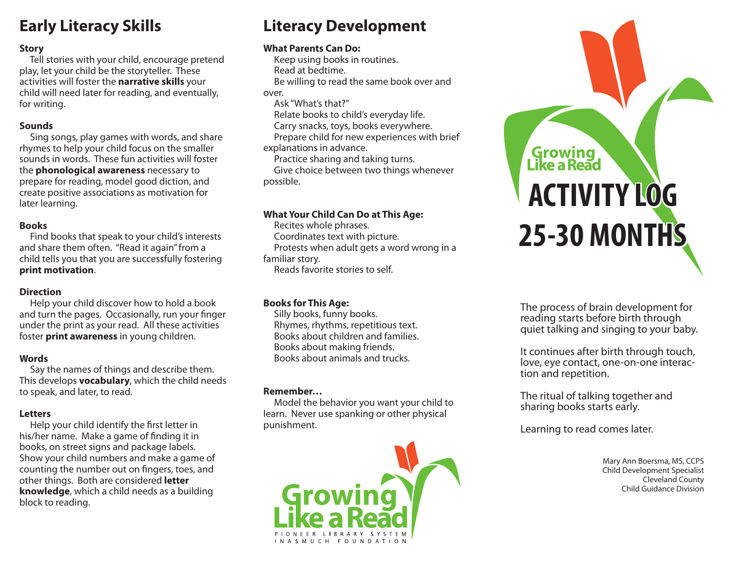# Early Literacy Skills

**Story**

Tell stories with your child, encourage pretend play, let your child be the storyteller. These activities will foster the **narrative skills** your child will need later for reading, and eventually, for writing.

**Sounds**

Sing songs, play games with words, and share rhymes to help your child focus on the smaller sounds in words. These fun activities will foster the **phonological awareness** necessary to prepare for reading, model good diction, and create positive associations as motivation for later learning.

**Books**

Find books that speak to your child's interests and share them often. "Read it again" from a child tells you that you are successfully fostering **print motivation**.

**Direction**

Help your child discover how to hold a book and turn the pages. Occasionally, run your finger under the print as your read. All these activities foster **print awareness** in young children.

**Words**

Say the names of things and describe them. This develops **vocabulary**, which the child needs to speak, and later, to read.

**Letters**

Help your child identify the first letter in his/her name. Make a game of finding it in books, on street signs and package labels. Show your child numbers and make a game of counting the number out on fingers, toes, and other things. Both are considered **letter knowledge**, which a child needs as a building block to reading.

# Literacy Development

**What Parents Can Do:**

Keep using books in routines.
Read at bedtime.
Be willing to read the same book over and over.
Ask "What's that?"
Relate books to child's everyday life.
Carry snacks, toys, books everywhere.
Prepare child for new experiences with brief explanations in advance.
Practice sharing and taking turns.
Give choice between two things whenever possible.

**What Your Child Can Do at This Age:**

Recites whole phrases.
Coordinates text with picture.
Protests when adult gets a word wrong in a familiar story.
Reads favorite stories to self.

**Books for This Age:**

Silly books, funny books.
Rhymes, rhythms, repetitious text.
Books about children and families.
Books about making friends.
Books about animals and trucks.

**Remember…**

Model the behavior you want your child to learn. Never use spanking or other physical punishment.

Growing Like a Read
PIONEER LIBRARY SYSTEM
INASMUCH FOUNDATION

Growing Like a Read

# ACTIVITY LOG 25-30 MONTHS

The process of brain development for reading starts before birth through quiet talking and singing to your baby.

It continues after birth through touch, love, eye contact, one-on-one interaction and repetition.

The ritual of talking together and sharing books starts early.

Learning to read comes later.

Mary Ann Boersma, MS, CCPS
Child Development Specialist
Cleveland County
Child Guidance Division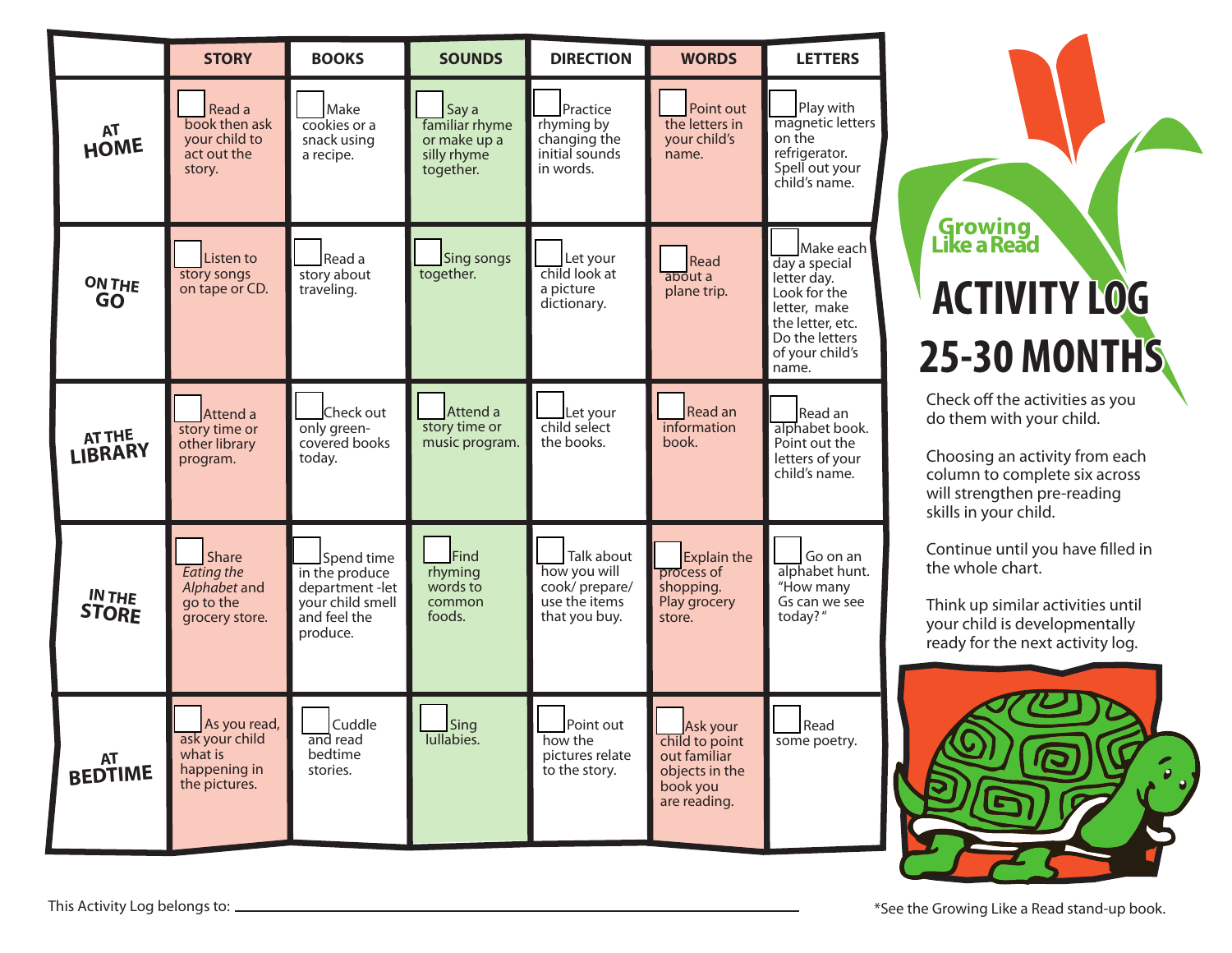# Growing Like a Read

# ACTIVITY LOG 25-30 MONTHS

Check off the activities as you do them with your child.

Choosing an activity from each column to complete six across will strengthen pre-reading skills in your child.

Continue until you have filled in the whole chart.

Think up similar activities until your child is developmentally ready for the next activity log.

| | STORY | BOOKS | SOUNDS | DIRECTION | WORDS | LETTERS |
|---|---|---|---|---|---|---|
| AT HOME | ☐ Read a book then ask your child to act out the story. | ☐ Make cookies or a snack using a recipe. | ☐ Say a familiar rhyme or make up a silly rhyme together. | ☐ Practice rhyming by changing the initial sounds in words. | ☐ Point out the letters in your child's name. | ☐ Play with magnetic letters on the refrigerator. Spell out your child's name. |
| ON THE GO | ☐ Listen to story songs on tape or CD. | ☐ Read a story about traveling. | ☐ Sing songs together. | ☐ Let your child look at a picture dictionary. | ☐ Read about a plane trip. | ☐ Make each day a special letter day. Look for the letter, make the letter, etc. Do the letters of your child's name. |
| AT THE LIBRARY | ☐ Attend a story time or other library program. | ☐ Check out only green-covered books today. | ☐ Attend a story time or music program. | ☐ Let your child select the books. | ☐ Read an information book. | ☐ Read an alphabet book. Point out the letters of your child's name. |
| IN THE STORE | ☐ Share *Eating the Alphabet* and go to the grocery store. | ☐ Spend time in the produce department -let your child smell and feel the produce. | ☐ Find rhyming words to common foods. | ☐ Talk about how you will cook/ prepare/ use the items that you buy. | ☐ Explain the process of shopping. Play grocery store. | ☐ Go on an alphabet hunt. "How many Gs can we see today? " |
| AT BEDTIME | ☐ As you read, ask your child what is happening in the pictures. | ☐ Cuddle and read bedtime stories. | ☐ Sing lullabies. | ☐ Point out how the pictures relate to the story. | ☐ Ask your child to point out familiar objects in the book you are reading. | ☐ Read some poetry. |

This Activity Log belongs to: ______________________________

*See the Growing Like a Read stand-up book.